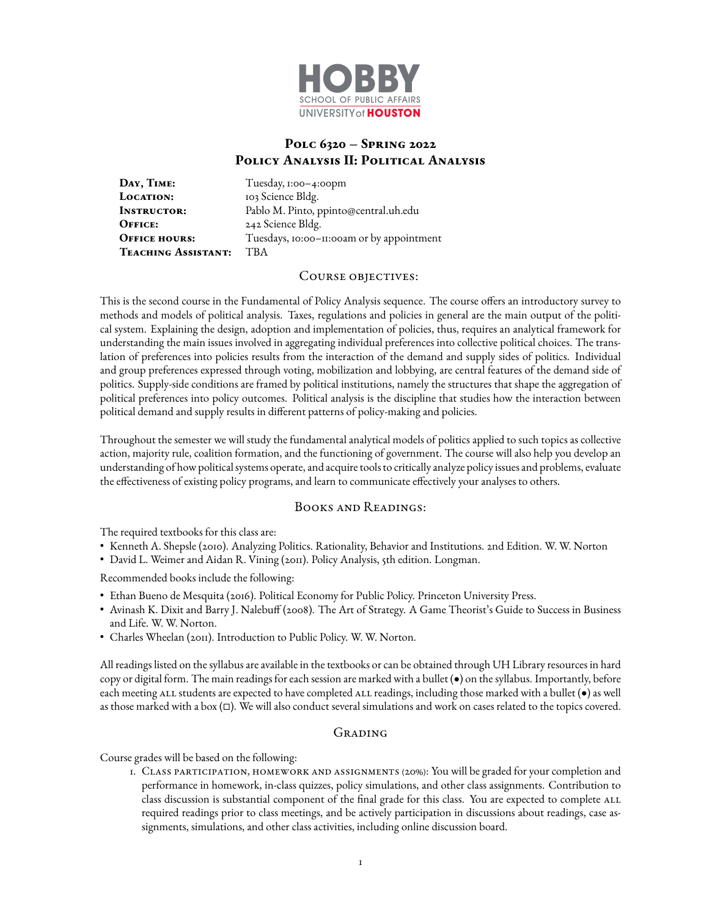HOBBY
SCHOOL OF PUBLIC AFFAIRS
UNIVERSITY of HOUSTON

# Polc 6320 – Spring 2022
# Policy Analysis II: Political Analysis

| | |
|---|---|
| **Day, Time:** | Tuesday, 1:00–4:00pm |
| **Location:** | 103 Science Bldg. |
| **Instructor:** | Pablo M. Pinto, ppinto@central.uh.edu |
| **Office:** | 242 Science Bldg. |
| **Office hours:** | Tuesdays, 10:00–11:00am or by appointment |
| **Teaching Assistant:** | TBA |

## Course objectives:

This is the second course in the Fundamental of Policy Analysis sequence. The course offers an introductory survey to methods and models of political analysis. Taxes, regulations and policies in general are the main output of the political system. Explaining the design, adoption and implementation of policies, thus, requires an analytical framework for understanding the main issues involved in aggregating individual preferences into collective political choices. The translation of preferences into policies results from the interaction of the demand and supply sides of politics. Individual and group preferences expressed through voting, mobilization and lobbying, are central features of the demand side of politics. Supply-side conditions are framed by political institutions, namely the structures that shape the aggregation of political preferences into policy outcomes. Political analysis is the discipline that studies how the interaction between political demand and supply results in different patterns of policy-making and policies.

Throughout the semester we will study the fundamental analytical models of politics applied to such topics as collective action, majority rule, coalition formation, and the functioning of government. The course will also help you develop an understanding of how political systems operate, and acquire tools to critically analyze policy issues and problems, evaluate the effectiveness of existing policy programs, and learn to communicate effectively your analyses to others.

## Books and Readings:

The required textbooks for this class are:

- Kenneth A. Shepsle (2010). Analyzing Politics. Rationality, Behavior and Institutions. 2nd Edition. W. W. Norton
- David L. Weimer and Aidan R. Vining (2011). Policy Analysis, 5th edition. Longman.

Recommended books include the following:

- Ethan Bueno de Mesquita (2016). Political Economy for Public Policy. Princeton University Press.
- Avinash K. Dixit and Barry J. Nalebuff (2008). The Art of Strategy. A Game Theorist's Guide to Success in Business and Life. W. W. Norton.
- Charles Wheelan (2011). Introduction to Public Policy. W. W. Norton.

All readings listed on the syllabus are available in the textbooks or can be obtained through UH Library resources in hard copy or digital form. The main readings for each session are marked with a bullet (•) on the syllabus. Importantly, before each meeting ALL students are expected to have completed ALL readings, including those marked with a bullet (•) as well as those marked with a box (□). We will also conduct several simulations and work on cases related to the topics covered.

## Grading

Course grades will be based on the following:

1. Class participation, homework and assignments (20%): You will be graded for your completion and performance in homework, in-class quizzes, policy simulations, and other class assignments. Contribution to class discussion is substantial component of the final grade for this class. You are expected to complete ALL required readings prior to class meetings, and be actively participation in discussions about readings, case assignments, simulations, and other class activities, including online discussion board.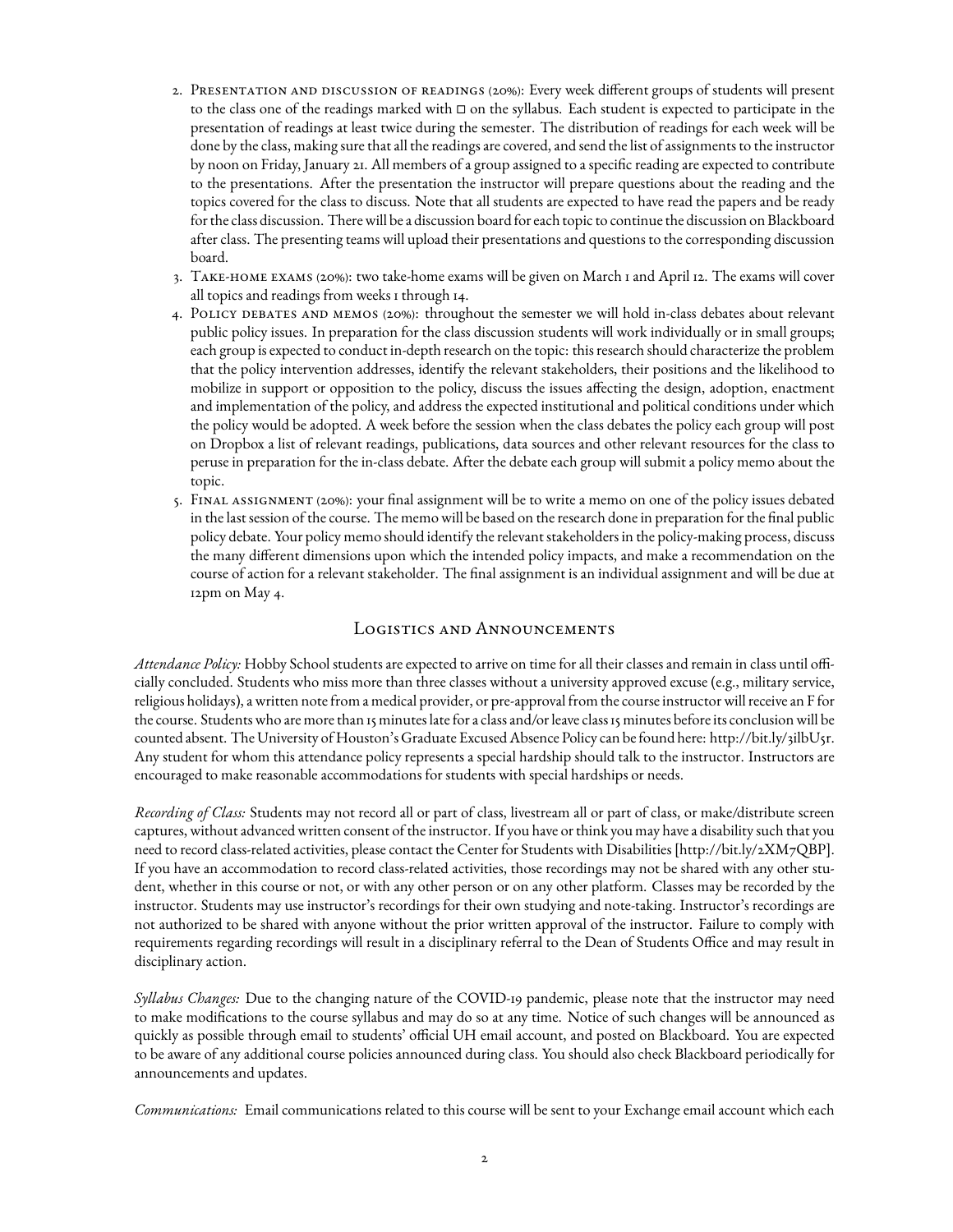2. Presentation and discussion of readings (20%): Every week different groups of students will present to the class one of the readings marked with □ on the syllabus. Each student is expected to participate in the presentation of readings at least twice during the semester. The distribution of readings for each week will be done by the class, making sure that all the readings are covered, and send the list of assignments to the instructor by noon on Friday, January 21. All members of a group assigned to a specific reading are expected to contribute to the presentations. After the presentation the instructor will prepare questions about the reading and the topics covered for the class to discuss. Note that all students are expected to have read the papers and be ready for the class discussion. There will be a discussion board for each topic to continue the discussion on Blackboard after class. The presenting teams will upload their presentations and questions to the corresponding discussion board.
3. Take-home exams (20%): two take-home exams will be given on March 1 and April 12. The exams will cover all topics and readings from weeks 1 through 14.
4. Policy debates and memos (20%): throughout the semester we will hold in-class debates about relevant public policy issues. In preparation for the class discussion students will work individually or in small groups; each group is expected to conduct in-depth research on the topic: this research should characterize the problem that the policy intervention addresses, identify the relevant stakeholders, their positions and the likelihood to mobilize in support or opposition to the policy, discuss the issues affecting the design, adoption, enactment and implementation of the policy, and address the expected institutional and political conditions under which the policy would be adopted. A week before the session when the class debates the policy each group will post on Dropbox a list of relevant readings, publications, data sources and other relevant resources for the class to peruse in preparation for the in-class debate. After the debate each group will submit a policy memo about the topic.
5. Final assignment (20%): your final assignment will be to write a memo on one of the policy issues debated in the last session of the course. The memo will be based on the research done in preparation for the final public policy debate. Your policy memo should identify the relevant stakeholders in the policy-making process, discuss the many different dimensions upon which the intended policy impacts, and make a recommendation on the course of action for a relevant stakeholder. The final assignment is an individual assignment and will be due at 12pm on May 4.

## Logistics and Announcements

*Attendance Policy:* Hobby School students are expected to arrive on time for all their classes and remain in class until officially concluded. Students who miss more than three classes without a university approved excuse (e.g., military service, religious holidays), a written note from a medical provider, or pre-approval from the course instructor will receive an F for the course. Students who are more than 15 minutes late for a class and/or leave class 15 minutes before its conclusion will be counted absent. The University of Houston's Graduate Excused Absence Policy can be found here: http://bit.ly/3ilbU5r. Any student for whom this attendance policy represents a special hardship should talk to the instructor. Instructors are encouraged to make reasonable accommodations for students with special hardships or needs.

*Recording of Class:* Students may not record all or part of class, livestream all or part of class, or make/distribute screen captures, without advanced written consent of the instructor. If you have or think you may have a disability such that you need to record class-related activities, please contact the Center for Students with Disabilities [http://bit.ly/2XM7QBP]. If you have an accommodation to record class-related activities, those recordings may not be shared with any other student, whether in this course or not, or with any other person or on any other platform. Classes may be recorded by the instructor. Students may use instructor's recordings for their own studying and note-taking. Instructor's recordings are not authorized to be shared with anyone without the prior written approval of the instructor. Failure to comply with requirements regarding recordings will result in a disciplinary referral to the Dean of Students Office and may result in disciplinary action.

*Syllabus Changes:* Due to the changing nature of the COVID-19 pandemic, please note that the instructor may need to make modifications to the course syllabus and may do so at any time. Notice of such changes will be announced as quickly as possible through email to students' official UH email account, and posted on Blackboard. You are expected to be aware of any additional course policies announced during class. You should also check Blackboard periodically for announcements and updates.

*Communications:* Email communications related to this course will be sent to your Exchange email account which each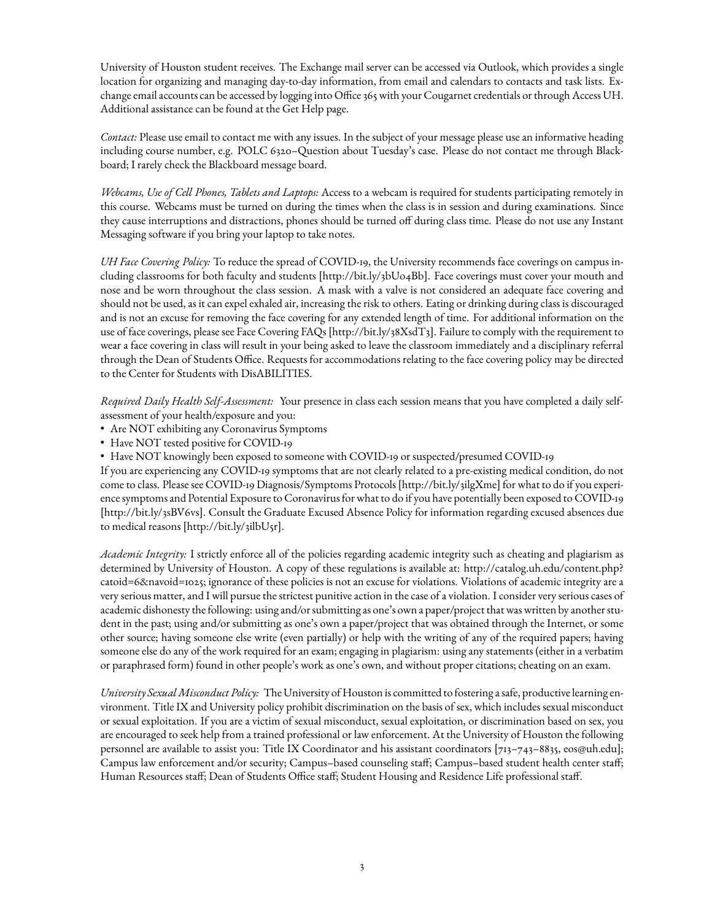University of Houston student receives. The Exchange mail server can be accessed via Outlook, which provides a single location for organizing and managing day-to-day information, from email and calendars to contacts and task lists. Exchange email accounts can be accessed by logging into Office 365 with your Cougarnet credentials or through Access UH. Additional assistance can be found at the Get Help page.

*Contact:* Please use email to contact me with any issues. In the subject of your message please use an informative heading including course number, e.g. POLC 6320–Question about Tuesday's case. Please do not contact me through Blackboard; I rarely check the Blackboard message board.

*Webcams, Use of Cell Phones, Tablets and Laptops:* Access to a webcam is required for students participating remotely in this course. Webcams must be turned on during the times when the class is in session and during examinations. Since they cause interruptions and distractions, phones should be turned off during class time. Please do not use any Instant Messaging software if you bring your laptop to take notes.

*UH Face Covering Policy:* To reduce the spread of COVID-19, the University recommends face coverings on campus including classrooms for both faculty and students [http://bit.ly/3bU04Bb]. Face coverings must cover your mouth and nose and be worn throughout the class session. A mask with a valve is not considered an adequate face covering and should not be used, as it can expel exhaled air, increasing the risk to others. Eating or drinking during class is discouraged and is not an excuse for removing the face covering for any extended length of time. For additional information on the use of face coverings, please see Face Covering FAQs [http://bit.ly/38XsdT3]. Failure to comply with the requirement to wear a face covering in class will result in your being asked to leave the classroom immediately and a disciplinary referral through the Dean of Students Office. Requests for accommodations relating to the face covering policy may be directed to the Center for Students with DisABILITIES.

*Required Daily Health Self-Assessment:* Your presence in class each session means that you have completed a daily self-assessment of your health/exposure and you:

- Are NOT exhibiting any Coronavirus Symptoms
- Have NOT tested positive for COVID-19
- Have NOT knowingly been exposed to someone with COVID-19 or suspected/presumed COVID-19

If you are experiencing any COVID-19 symptoms that are not clearly related to a pre-existing medical condition, do not come to class. Please see COVID-19 Diagnosis/Symptoms Protocols [http://bit.ly/3ilgXme] for what to do if you experience symptoms and Potential Exposure to Coronavirus for what to do if you have potentially been exposed to COVID-19 [http://bit.ly/3sBV6vs]. Consult the Graduate Excused Absence Policy for information regarding excused absences due to medical reasons [http://bit.ly/3ilbU5r].

*Academic Integrity:* I strictly enforce all of the policies regarding academic integrity such as cheating and plagiarism as determined by University of Houston. A copy of these regulations is available at: http://catalog.uh.edu/content.php?catoid=6&navoid=1025; ignorance of these policies is not an excuse for violations. Violations of academic integrity are a very serious matter, and I will pursue the strictest punitive action in the case of a violation. I consider very serious cases of academic dishonesty the following: using and/or submitting as one's own a paper/project that was written by another student in the past; using and/or submitting as one's own a paper/project that was obtained through the Internet, or some other source; having someone else write (even partially) or help with the writing of any of the required papers; having someone else do any of the work required for an exam; engaging in plagiarism: using any statements (either in a verbatim or paraphrased form) found in other people's work as one's own, and without proper citations; cheating on an exam.

*University Sexual Misconduct Policy:* The University of Houston is committed to fostering a safe, productive learning environment. Title IX and University policy prohibit discrimination on the basis of sex, which includes sexual misconduct or sexual exploitation. If you are a victim of sexual misconduct, sexual exploitation, or discrimination based on sex, you are encouraged to seek help from a trained professional or law enforcement. At the University of Houston the following personnel are available to assist you: Title IX Coordinator and his assistant coordinators [713–743–8835, eos@uh.edu]; Campus law enforcement and/or security; Campus–based counseling staff; Campus–based student health center staff; Human Resources staff; Dean of Students Office staff; Student Housing and Residence Life professional staff.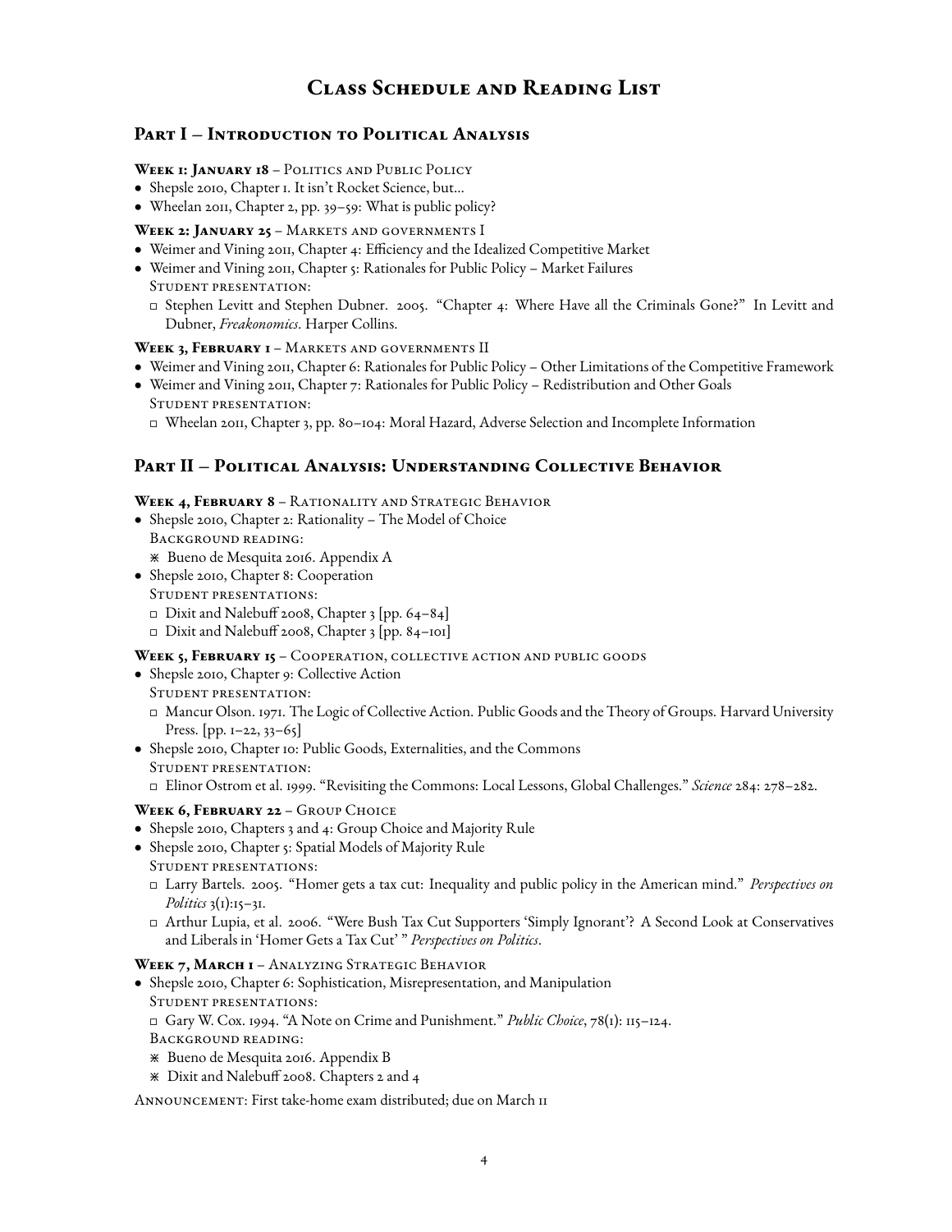# Class Schedule and Reading List

## Part I – Introduction to Political Analysis

**Week 1: January 18** – Politics and Public Policy

- Shepsle 2010, Chapter 1. It isn't Rocket Science, but...
- Wheelan 2011, Chapter 2, pp. 39–59: What is public policy?

**Week 2: January 25** – Markets and governments I

- Weimer and Vining 2011, Chapter 4: Efficiency and the Idealized Competitive Market
- Weimer and Vining 2011, Chapter 5: Rationales for Public Policy – Market Failures
  Student presentation:
  - □ Stephen Levitt and Stephen Dubner. 2005. "Chapter 4: Where Have all the Criminals Gone?" In Levitt and Dubner, *Freakonomics*. Harper Collins.

**Week 3, February 1** – Markets and governments II

- Weimer and Vining 2011, Chapter 6: Rationales for Public Policy – Other Limitations of the Competitive Framework
- Weimer and Vining 2011, Chapter 7: Rationales for Public Policy – Redistribution and Other Goals
  Student presentation:
  - □ Wheelan 2011, Chapter 3, pp. 80–104: Moral Hazard, Adverse Selection and Incomplete Information

## Part II – Political Analysis: Understanding Collective Behavior

**Week 4, February 8** – Rationality and Strategic Behavior

- Shepsle 2010, Chapter 2: Rationality – The Model of Choice
  Background reading:
  - ⋇ Bueno de Mesquita 2016. Appendix A
- Shepsle 2010, Chapter 8: Cooperation
  Student presentations:
  - □ Dixit and Nalebuff 2008, Chapter 3 [pp. 64–84]
  - □ Dixit and Nalebuff 2008, Chapter 3 [pp. 84–101]

**Week 5, February 15** – Cooperation, collective action and public goods

- Shepsle 2010, Chapter 9: Collective Action
  Student presentation:
  - □ Mancur Olson. 1971. The Logic of Collective Action. Public Goods and the Theory of Groups. Harvard University Press. [pp. 1–22, 33–65]
- Shepsle 2010, Chapter 10: Public Goods, Externalities, and the Commons
  Student presentation:
  - □ Elinor Ostrom et al. 1999. "Revisiting the Commons: Local Lessons, Global Challenges." *Science* 284: 278–282.

**Week 6, February 22** – Group Choice

- Shepsle 2010, Chapters 3 and 4: Group Choice and Majority Rule
- Shepsle 2010, Chapter 5: Spatial Models of Majority Rule
  Student presentations:
  - □ Larry Bartels. 2005. "Homer gets a tax cut: Inequality and public policy in the American mind." *Perspectives on Politics* 3(1):15–31.
  - □ Arthur Lupia, et al. 2006. "Were Bush Tax Cut Supporters 'Simply Ignorant'? A Second Look at Conservatives and Liberals in 'Homer Gets a Tax Cut' " *Perspectives on Politics*.

**Week 7, March 1** – Analyzing Strategic Behavior

- Shepsle 2010, Chapter 6: Sophistication, Misrepresentation, and Manipulation
  Student presentations:
  - □ Gary W. Cox. 1994. "A Note on Crime and Punishment." *Public Choice*, 78(1): 115–124.

  Background reading:
  - ⋇ Bueno de Mesquita 2016. Appendix B
  - ⋇ Dixit and Nalebuff 2008. Chapters 2 and 4

Announcement: First take-home exam distributed; due on March 11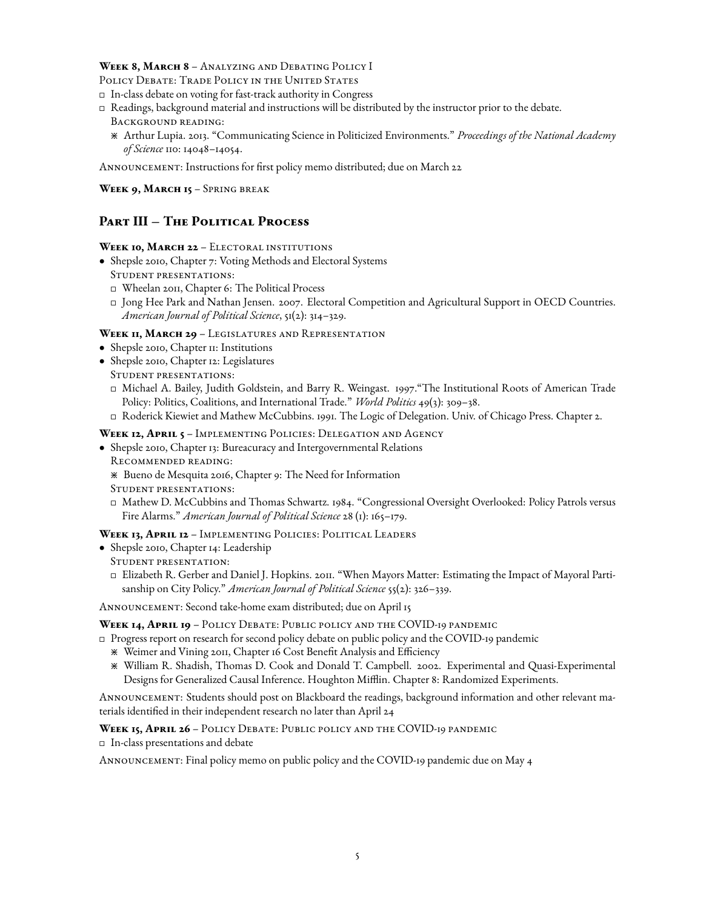**Week 8, March 8** – Analyzing and Debating Policy I

Policy Debate: Trade Policy in the United States

- □ In-class debate on voting for fast-track authority in Congress
- □ Readings, background material and instructions will be distributed by the instructor prior to the debate.
  Background reading:
  - ⋇ Arthur Lupia. 2013. "Communicating Science in Politicized Environments." *Proceedings of the National Academy of Science* 110: 14048–14054.

Announcement: Instructions for first policy memo distributed; due on March 22

**Week 9, March 15** – Spring break

## Part III – The Political Process

**Week 10, March 22** – Electoral institutions

- Shepsle 2010, Chapter 7: Voting Methods and Electoral Systems
  Student presentations:
  - □ Wheelan 2011, Chapter 6: The Political Process
  - □ Jong Hee Park and Nathan Jensen. 2007. Electoral Competition and Agricultural Support in OECD Countries. *American Journal of Political Science*, 51(2): 314–329.

**Week 11, March 29** – Legislatures and Representation

- Shepsle 2010, Chapter 11: Institutions
- Shepsle 2010, Chapter 12: Legislatures
  Student presentations:
  - □ Michael A. Bailey, Judith Goldstein, and Barry R. Weingast. 1997."The Institutional Roots of American Trade Policy: Politics, Coalitions, and International Trade." *World Politics* 49(3): 309–38.
  - □ Roderick Kiewiet and Mathew McCubbins. 1991. The Logic of Delegation. Univ. of Chicago Press. Chapter 2.

**Week 12, April 5** – Implementing Policies: Delegation and Agency

- Shepsle 2010, Chapter 13: Bureaucracy and Intergovernmental Relations
  Recommended reading:
  - ⋇ Bueno de Mesquita 2016, Chapter 9: The Need for Information

  Student presentations:
  - □ Mathew D. McCubbins and Thomas Schwartz. 1984. "Congressional Oversight Overlooked: Policy Patrols versus Fire Alarms." *American Journal of Political Science* 28 (1): 165–179.

**Week 13, April 12** – Implementing Policies: Political Leaders

- Shepsle 2010, Chapter 14: Leadership
  Student presentation:
  - □ Elizabeth R. Gerber and Daniel J. Hopkins. 2011. "When Mayors Matter: Estimating the Impact of Mayoral Partisanship on City Policy." *American Journal of Political Science* 55(2): 326–339.

Announcement: Second take-home exam distributed; due on April 15

**Week 14, April 19** – Policy Debate: Public policy and the COVID-19 pandemic

- □ Progress report on research for second policy debate on public policy and the COVID-19 pandemic
  - ⋇ Weimer and Vining 2011, Chapter 16 Cost Benefit Analysis and Efficiency
  - ⋇ William R. Shadish, Thomas D. Cook and Donald T. Campbell. 2002. Experimental and Quasi-Experimental Designs for Generalized Causal Inference. Houghton Mifflin. Chapter 8: Randomized Experiments.

Announcement: Students should post on Blackboard the readings, background information and other relevant materials identified in their independent research no later than April 24

**Week 15, April 26** – Policy Debate: Public policy and the COVID-19 pandemic

- □ In-class presentations and debate

Announcement: Final policy memo on public policy and the COVID-19 pandemic due on May 4